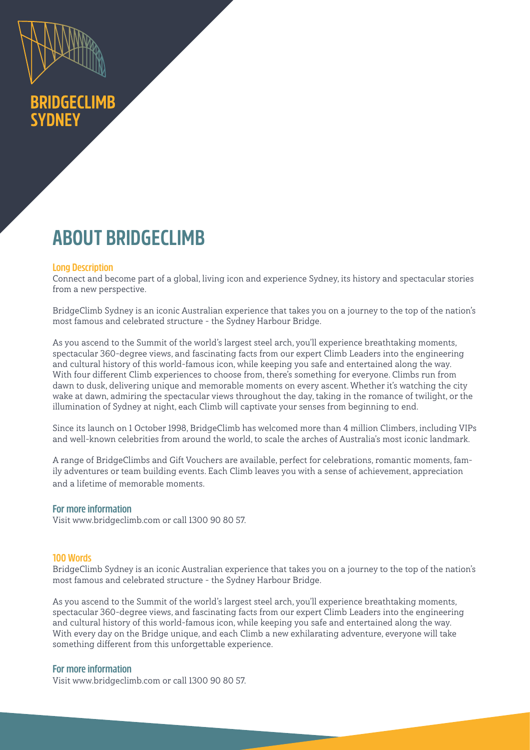BRIDGECLIMB SYDNEY

# ABOUT BRIDGECLIMB

### Long Description

Connect and become part of a global, living icon and experience Sydney, its history and spectacular stories from a new perspective.

BridgeClimb Sydney is an iconic Australian experience that takes you on a journey to the top of the nation's most famous and celebrated structure - the Sydney Harbour Bridge.

As you ascend to the Summit of the world's largest steel arch, you'll experience breathtaking moments, spectacular 360-degree views, and fascinating facts from our expert Climb Leaders into the engineering and cultural history of this world-famous icon, while keeping you safe and entertained along the way. With four different Climb experiences to choose from, there's something for everyone. Climbs run from dawn to dusk, delivering unique and memorable moments on every ascent. Whether it's watching the city wake at dawn, admiring the spectacular views throughout the day, taking in the romance of twilight, or the illumination of Sydney at night, each Climb will captivate your senses from beginning to end.

Since its launch on 1 October 1998, BridgeClimb has welcomed more than 4 million Climbers, including VIPs and well-known celebrities from around the world, to scale the arches of Australia's most iconic landmark.

A range of BridgeClimbs and Gift Vouchers are available, perfect for celebrations, romantic moments, family adventures or team building events. Each Climb leaves you with a sense of achievement, appreciation and a lifetime of memorable moments.

### For more information

Visit www.bridgeclimb.com or call 1300 90 80 57.

### 100 Words

BridgeClimb Sydney is an iconic Australian experience that takes you on a journey to the top of the nation's most famous and celebrated structure - the Sydney Harbour Bridge.

As you ascend to the Summit of the world's largest steel arch, you'll experience breathtaking moments, spectacular 360-degree views, and fascinating facts from our expert Climb Leaders into the engineering and cultural history of this world-famous icon, while keeping you safe and entertained along the way. With every day on the Bridge unique, and each Climb a new exhilarating adventure, everyone will take something different from this unforgettable experience.

### For more information

Visit www.bridgeclimb.com or call 1300 90 80 57.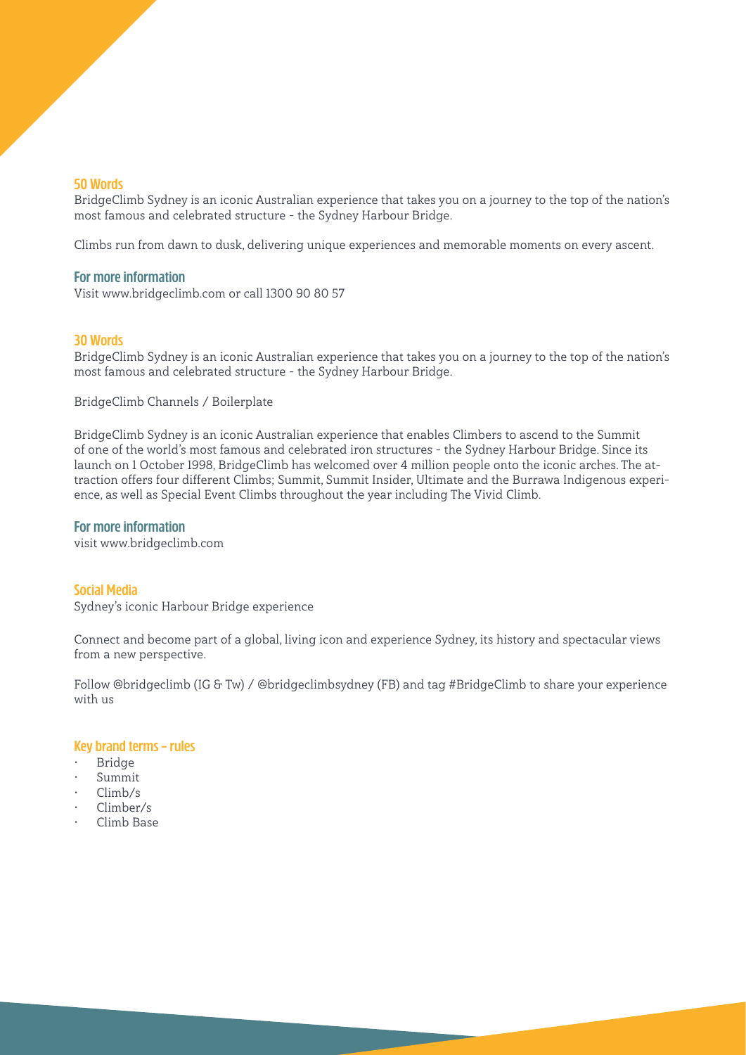## 50 Words

BridgeClimb Sydney is an iconic Australian experience that takes you on a journey to the top of the nation's most famous and celebrated structure - the Sydney Harbour Bridge.

Climbs run from dawn to dusk, delivering unique experiences and memorable moments on every ascent.

## For more information

Visit www.bridgeclimb.com or call 1300 90 80 57

## 30 Words

BridgeClimb Sydney is an iconic Australian experience that takes you on a journey to the top of the nation's most famous and celebrated structure - the Sydney Harbour Bridge.

BridgeClimb Channels / Boilerplate

BridgeClimb Sydney is an iconic Australian experience that enables Climbers to ascend to the Summit of one of the world's most famous and celebrated iron structures - the Sydney Harbour Bridge. Since its launch on 1 October 1998, BridgeClimb has welcomed over 4 million people onto the iconic arches. The attraction offers four different Climbs; Summit, Summit Insider, Ultimate and the Burrawa Indigenous experience, as well as Special Event Climbs throughout the year including The Vivid Climb.

## For more information

visit www.bridgeclimb.com

## Social Media

Sydney's iconic Harbour Bridge experience

Connect and become part of a global, living icon and experience Sydney, its history and spectacular views from a new perspective.

Follow @bridgeclimb (IG & Tw) / @bridgeclimbsydney (FB) and tag #BridgeClimb to share your experience with us

## Key brand terms – rules

- Bridge
- Summit
- Climb/s
- Climber/s
- Climb Base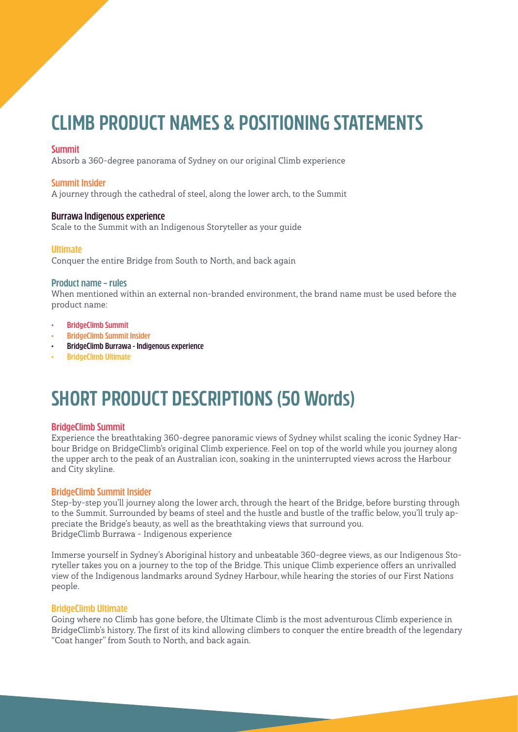# CLIMB PRODUCT NAMES & POSITIONING STATEMENTS

### Summit

Absorb a 360-degree panorama of Sydney on our original Climb experience

### Summit Insider

A journey through the cathedral of steel, along the lower arch, to the Summit

### Burrawa Indigenous experience

Scale to the Summit with an Indigenous Storyteller as your guide

### Ultimate

Conquer the entire Bridge from South to North, and back again

### Product name – rules

When mentioned within an external non-branded environment, the brand name must be used before the product name:

- BridgeClimb Summit
- BridgeClimb Summit Insider
- BridgeClimb Burrawa - Indigenous experience
- BridgeClimb Ultimate

# SHORT PRODUCT DESCRIPTIONS (50 Words)

### BridgeClimb Summit

Experience the breathtaking 360-degree panoramic views of Sydney whilst scaling the iconic Sydney Harbour Bridge on BridgeClimb's original Climb experience. Feel on top of the world while you journey along the upper arch to the peak of an Australian icon, soaking in the uninterrupted views across the Harbour and City skyline.

### BridgeClimb Summit Insider

Step-by-step you'll journey along the lower arch, through the heart of the Bridge, before bursting through to the Summit. Surrounded by beams of steel and the hustle and bustle of the traffic below, you'll truly appreciate the Bridge's beauty, as well as the breathtaking views that surround you.
BridgeClimb Burrawa - Indigenous experience

Immerse yourself in Sydney's Aboriginal history and unbeatable 360-degree views, as our Indigenous Storyteller takes you on a journey to the top of the Bridge. This unique Climb experience offers an unrivalled view of the Indigenous landmarks around Sydney Harbour, while hearing the stories of our First Nations people.

### BridgeClimb Ultimate

Going where no Climb has gone before, the Ultimate Climb is the most adventurous Climb experience in BridgeClimb's history. The first of its kind allowing climbers to conquer the entire breadth of the legendary "Coat hanger" from South to North, and back again.